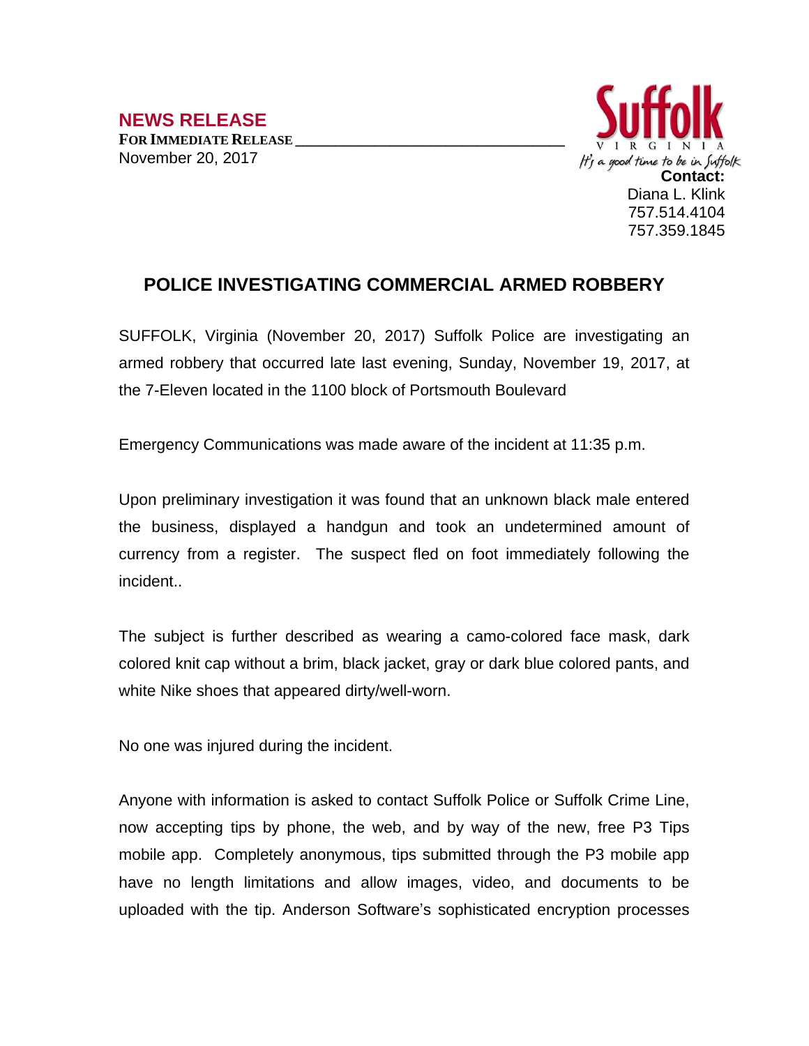**NEWS RELEASE**

**FOR IMMEDIATE RELEASE**

November 20, 2017

Suffolk
VIRGINIA
It's a good time to be in Suffolk

**Contact:**
Diana L. Klink
757.514.4104
757.359.1845

## POLICE INVESTIGATING COMMERCIAL ARMED ROBBERY

SUFFOLK, Virginia (November 20, 2017) Suffolk Police are investigating an armed robbery that occurred late last evening, Sunday, November 19, 2017, at the 7-Eleven located in the 1100 block of Portsmouth Boulevard

Emergency Communications was made aware of the incident at 11:35 p.m.

Upon preliminary investigation it was found that an unknown black male entered the business, displayed a handgun and took an undetermined amount of currency from a register. The suspect fled on foot immediately following the incident..

The subject is further described as wearing a camo-colored face mask, dark colored knit cap without a brim, black jacket, gray or dark blue colored pants, and white Nike shoes that appeared dirty/well-worn.

No one was injured during the incident.

Anyone with information is asked to contact Suffolk Police or Suffolk Crime Line, now accepting tips by phone, the web, and by way of the new, free P3 Tips mobile app. Completely anonymous, tips submitted through the P3 mobile app have no length limitations and allow images, video, and documents to be uploaded with the tip. Anderson Software's sophisticated encryption processes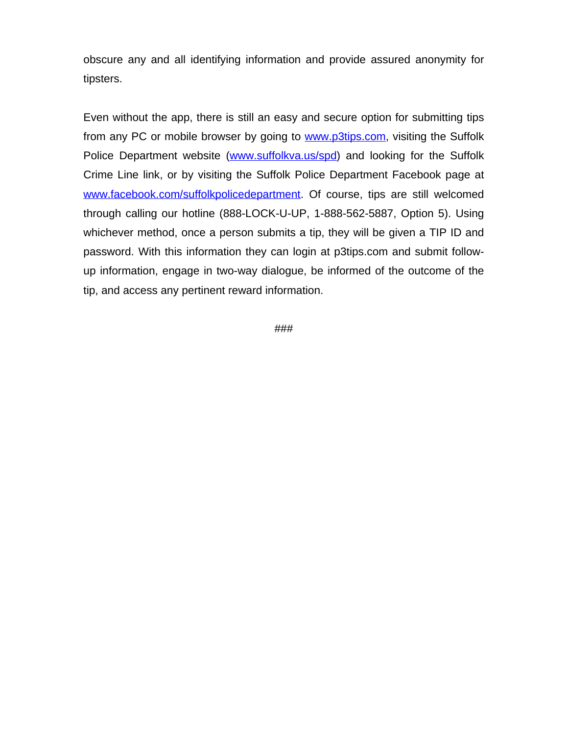obscure any and all identifying information and provide assured anonymity for tipsters.

Even without the app, there is still an easy and secure option for submitting tips from any PC or mobile browser by going to [www.p3tips.com](www.p3tips.com), visiting the Suffolk Police Department website ([www.suffolkva.us/spd](www.suffolkva.us/spd)) and looking for the Suffolk Crime Line link, or by visiting the Suffolk Police Department Facebook page at [www.facebook.com/suffolkpolicedepartment](www.facebook.com/suffolkpolicedepartment). Of course, tips are still welcomed through calling our hotline (888-LOCK-U-UP, 1-888-562-5887, Option 5). Using whichever method, once a person submits a tip, they will be given a TIP ID and password. With this information they can login at p3tips.com and submit follow-up information, engage in two-way dialogue, be informed of the outcome of the tip, and access any pertinent reward information.

###